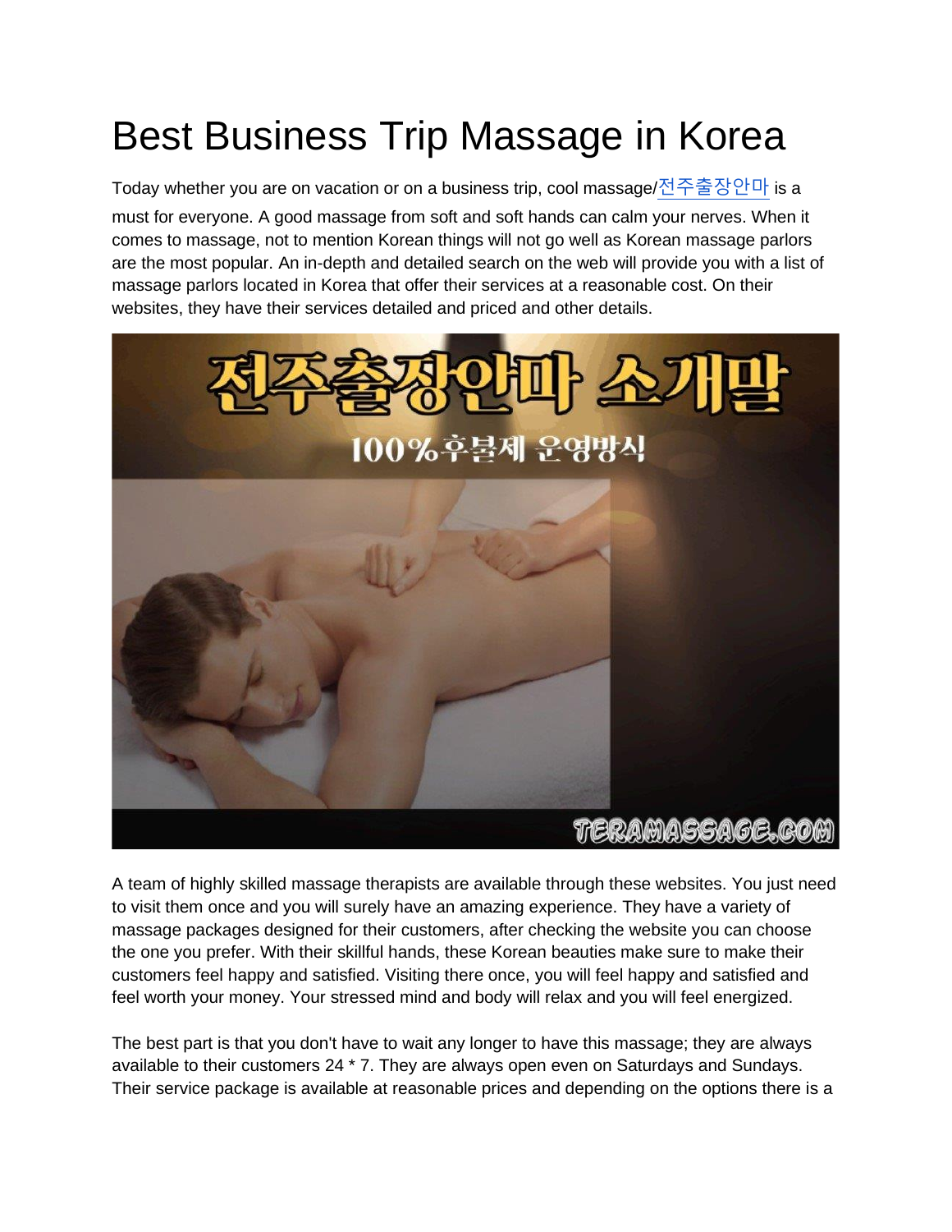# Best Business Trip Massage in Korea

Today whether you are on vacation or on a business trip, cool massage/전주출장안마 is a must for everyone. A good massage from soft and soft hands can calm your nerves. When it comes to massage, not to mention Korean things will not go well as Korean massage parlors are the most popular. An in-depth and detailed search on the web will provide you with a list of massage parlors located in Korea that offer their services at a reasonable cost. On their websites, they have their services detailed and priced and other details.

A team of highly skilled massage therapists are available through these websites. You just need to visit them once and you will surely have an amazing experience. They have a variety of massage packages designed for their customers, after checking the website you can choose the one you prefer. With their skillful hands, these Korean beauties make sure to make their customers feel happy and satisfied. Visiting there once, you will feel happy and satisfied and feel worth your money. Your stressed mind and body will relax and you will feel energized.

The best part is that you don't have to wait any longer to have this massage; they are always available to their customers 24 * 7. They are always open even on Saturdays and Sundays. Their service package is available at reasonable prices and depending on the options there is a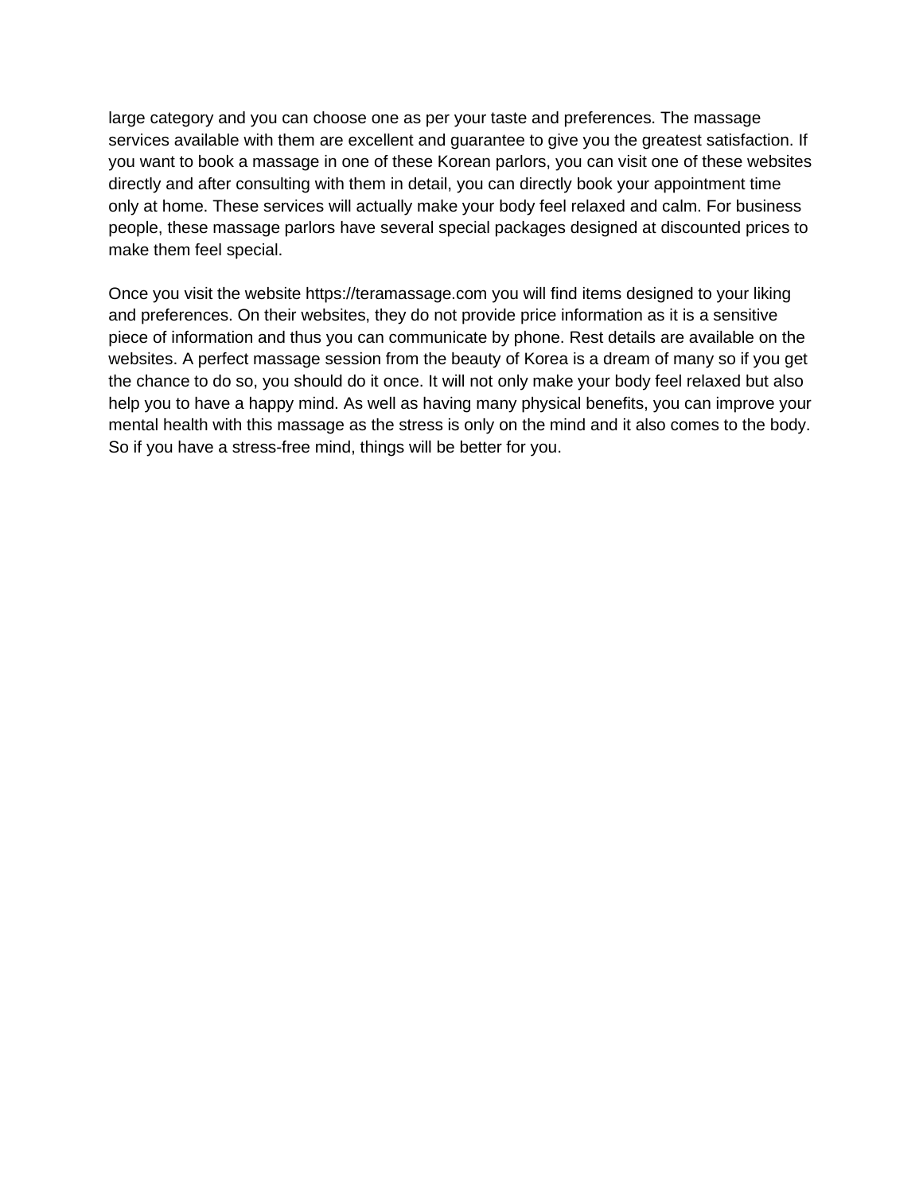large category and you can choose one as per your taste and preferences. The massage services available with them are excellent and guarantee to give you the greatest satisfaction. If you want to book a massage in one of these Korean parlors, you can visit one of these websites directly and after consulting with them in detail, you can directly book your appointment time only at home. These services will actually make your body feel relaxed and calm. For business people, these massage parlors have several special packages designed at discounted prices to make them feel special.

Once you visit the website https://teramassage.com you will find items designed to your liking and preferences. On their websites, they do not provide price information as it is a sensitive piece of information and thus you can communicate by phone. Rest details are available on the websites. A perfect massage session from the beauty of Korea is a dream of many so if you get the chance to do so, you should do it once. It will not only make your body feel relaxed but also help you to have a happy mind. As well as having many physical benefits, you can improve your mental health with this massage as the stress is only on the mind and it also comes to the body. So if you have a stress-free mind, things will be better for you.